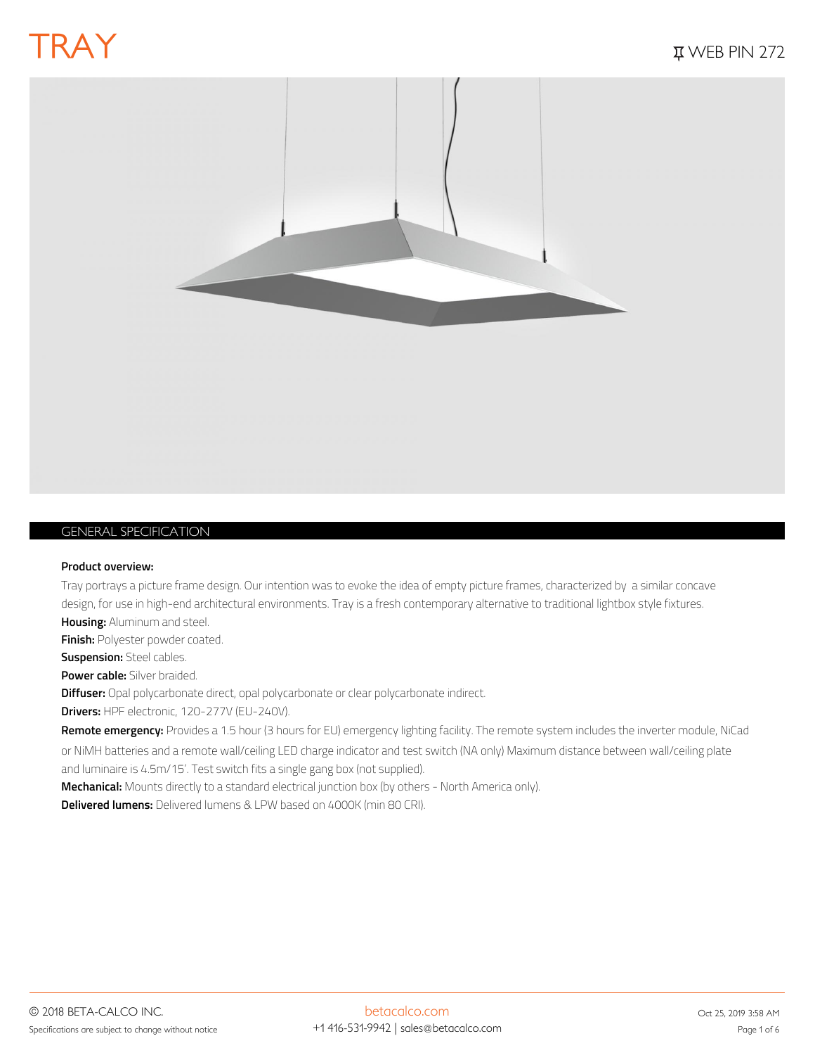# TRAY

WEB PIN 272

## GENERAL SPECIFICATION

**Product overview:**

Tray portrays a picture frame design. Our intention was to evoke the idea of empty picture frames, characterized by a similar concave design, for use in high-end architectural environments. Tray is a fresh contemporary alternative to traditional lightbox style fixtures.

**Housing:** Aluminum and steel.

**Finish:** Polyester powder coated.

**Suspension:** Steel cables.

**Power cable:** Silver braided.

**Diffuser:** Opal polycarbonate direct, opal polycarbonate or clear polycarbonate indirect.

**Drivers:** HPF electronic, 120-277V (EU-240V).

**Remote emergency:** Provides a 1.5 hour (3 hours for EU) emergency lighting facility. The remote system includes the inverter module, NiCad or NiMH batteries and a remote wall/ceiling LED charge indicator and test switch (NA only) Maximum distance between wall/ceiling plate and luminaire is 4.5m/15'. Test switch fits a single gang box (not supplied).

**Mechanical:** Mounts directly to a standard electrical junction box (by others - North America only).

**Delivered lumens:** Delivered lumens & LPW based on 4000K (min 80 CRI).

© 2018 BETA-CALCO INC.

Specifications are subject to change without notice

betacalco.com

+1 416-531-9942 | sales@betacalco.com

Oct 25, 2019 3:58 AM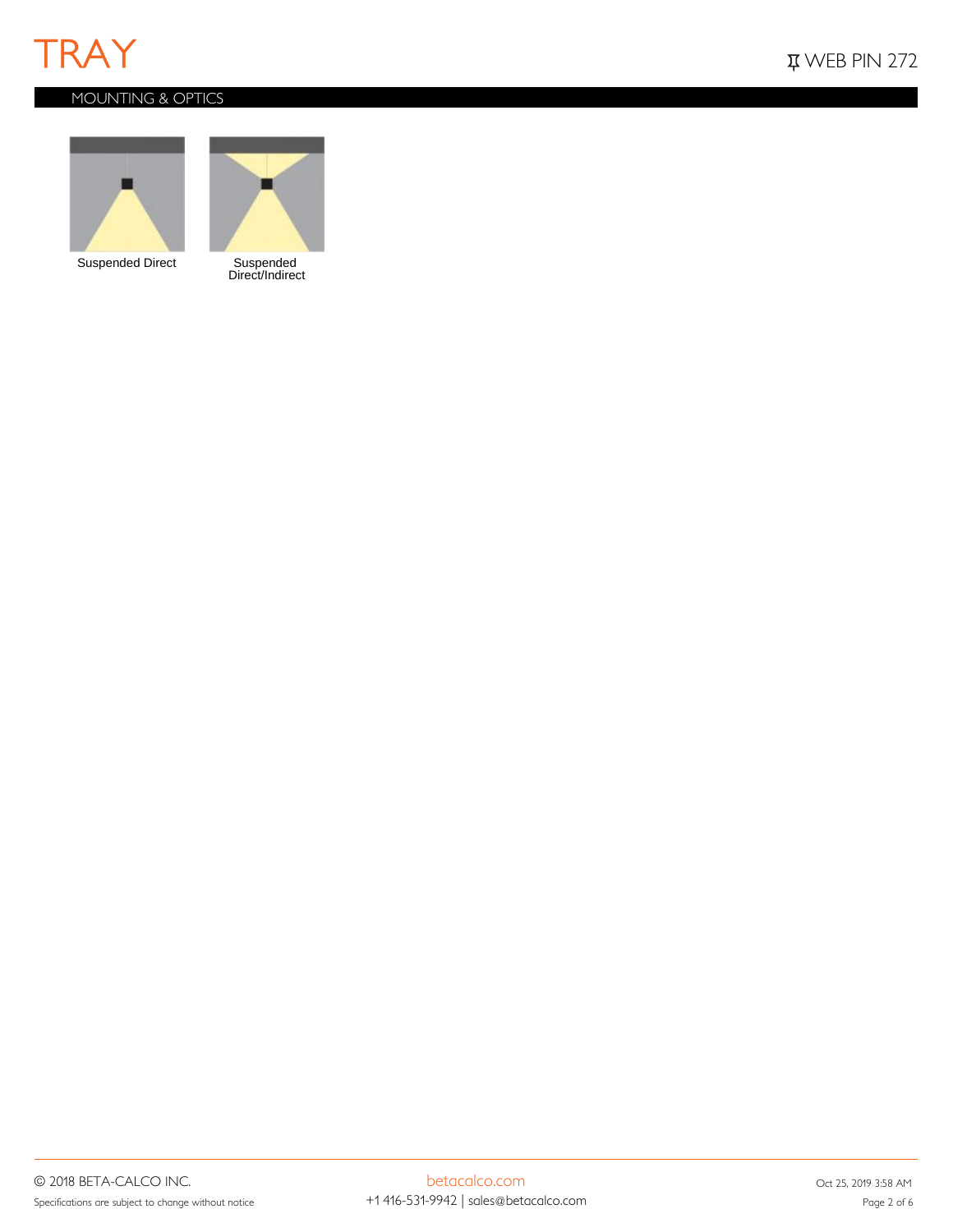## MOUNTING & OPTICS

Suspended Direct

Suspended Direct/Indirect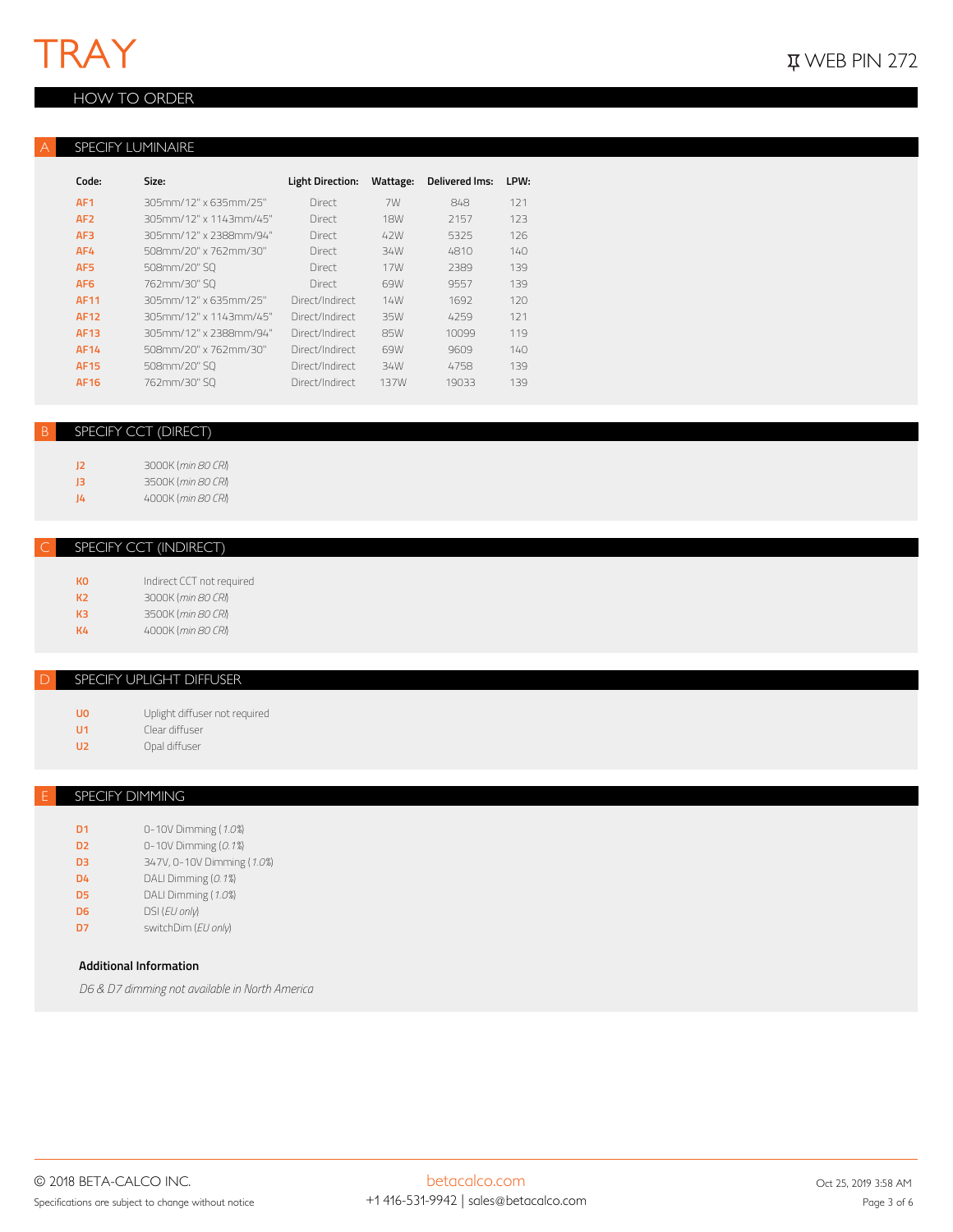# TRAY

WEB PIN 272

## HOW TO ORDER

### A SPECIFY LUMINAIRE

| Code: | Size: | Light Direction: | Wattage: | Delivered lms: | LPW: |
|---|---|---|---|---|---|
| AF1 | 305mm/12" x 635mm/25" | Direct | 7W | 848 | 121 |
| AF2 | 305mm/12" x 1143mm/45" | Direct | 18W | 2157 | 123 |
| AF3 | 305mm/12" x 2388mm/94" | Direct | 42W | 5325 | 126 |
| AF4 | 508mm/20" x 762mm/30" | Direct | 34W | 4810 | 140 |
| AF5 | 508mm/20" SQ | Direct | 17W | 2389 | 139 |
| AF6 | 762mm/30" SQ | Direct | 69W | 9557 | 139 |
| AF11 | 305mm/12" x 635mm/25" | Direct/Indirect | 14W | 1692 | 120 |
| AF12 | 305mm/12" x 1143mm/45" | Direct/Indirect | 35W | 4259 | 121 |
| AF13 | 305mm/12" x 2388mm/94" | Direct/Indirect | 85W | 10099 | 119 |
| AF14 | 508mm/20" x 762mm/30" | Direct/Indirect | 69W | 9609 | 140 |
| AF15 | 508mm/20" SQ | Direct/Indirect | 34W | 4758 | 139 |
| AF16 | 762mm/30" SQ | Direct/Indirect | 137W | 19033 | 139 |

### B SPECIFY CCT (DIRECT)

| | |
|---|---|
| J2 | 3000K (*min 80 CRI*) |
| J3 | 3500K (*min 80 CRI*) |
| J4 | 4000K (*min 80 CRI*) |

### C SPECIFY CCT (INDIRECT)

| | |
|---|---|
| K0 | Indirect CCT not required |
| K2 | 3000K (*min 80 CRI*) |
| K3 | 3500K (*min 80 CRI*) |
| K4 | 4000K (*min 80 CRI*) |

### D SPECIFY UPLIGHT DIFFUSER

| | |
|---|---|
| U0 | Uplight diffuser not required |
| U1 | Clear diffuser |
| U2 | Opal diffuser |

### E SPECIFY DIMMING

| | |
|---|---|
| D1 | 0-10V Dimming (*1.0%*) |
| D2 | 0-10V Dimming (*0.1%*) |
| D3 | 347V, 0-10V Dimming (*1.0%*) |
| D4 | DALI Dimming (*0.1%*) |
| D5 | DALI Dimming (*1.0%*) |
| D6 | DSI (*EU only*) |
| D7 | switchDim (*EU only*) |

**Additional Information**

*D6 & D7 dimming not available in North America*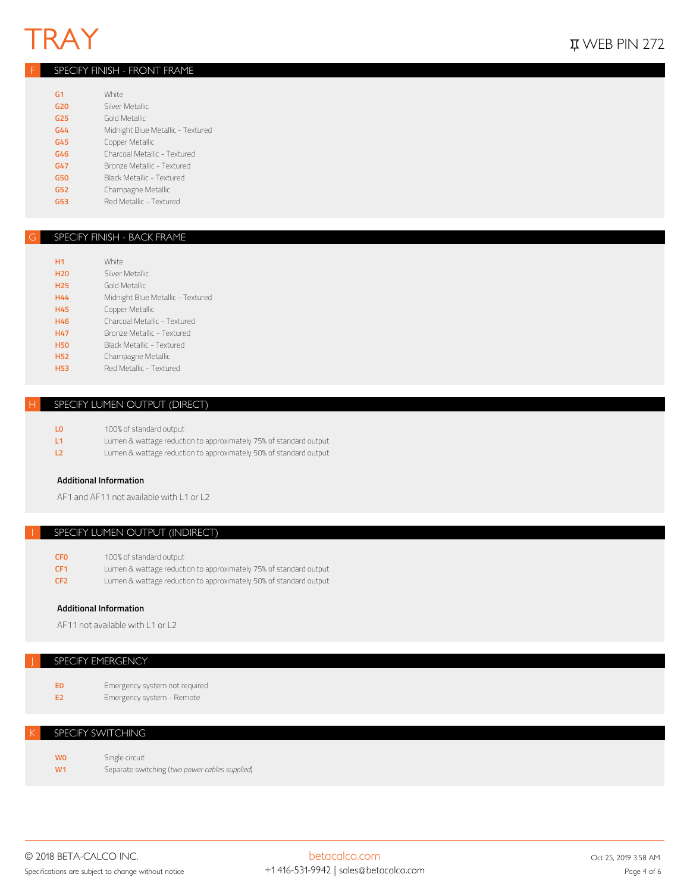# TRAY

WEB PIN 272

## F SPECIFY FINISH - FRONT FRAME

| | |
|---|---|
| G1 | White |
| G20 | Silver Metallic |
| G25 | Gold Metallic |
| G44 | Midnight Blue Metallic - Textured |
| G45 | Copper Metallic |
| G46 | Charcoal Metallic - Textured |
| G47 | Bronze Metallic - Textured |
| G50 | Black Metallic - Textured |
| G52 | Champagne Metallic |
| G53 | Red Metallic - Textured |

## G SPECIFY FINISH - BACK FRAME

| | |
|---|---|
| H1 | White |
| H20 | Silver Metallic |
| H25 | Gold Metallic |
| H44 | Midnight Blue Metallic - Textured |
| H45 | Copper Metallic |
| H46 | Charcoal Metallic - Textured |
| H47 | Bronze Metallic - Textured |
| H50 | Black Metallic - Textured |
| H52 | Champagne Metallic |
| H53 | Red Metallic - Textured |

## H SPECIFY LUMEN OUTPUT (DIRECT)

| | |
|---|---|
| L0 | 100% of standard output |
| L1 | Lumen & wattage reduction to approximately 75% of standard output |
| L2 | Lumen & wattage reduction to approximately 50% of standard output |

**Additional Information**

AF1 and AF11 not available with L1 or L2

## I SPECIFY LUMEN OUTPUT (INDIRECT)

| | |
|---|---|
| CF0 | 100% of standard output |
| CF1 | Lumen & wattage reduction to approximately 75% of standard output |
| CF2 | Lumen & wattage reduction to approximately 50% of standard output |

**Additional Information**

AF11 not available with L1 or L2

## J SPECIFY EMERGENCY

| | |
|---|---|
| E0 | Emergency system not required |
| E2 | Emergency system - Remote |

## K SPECIFY SWITCHING

| | |
|---|---|
| W0 | Single circuit |
| W1 | Separate switching (*two power cables supplied*) |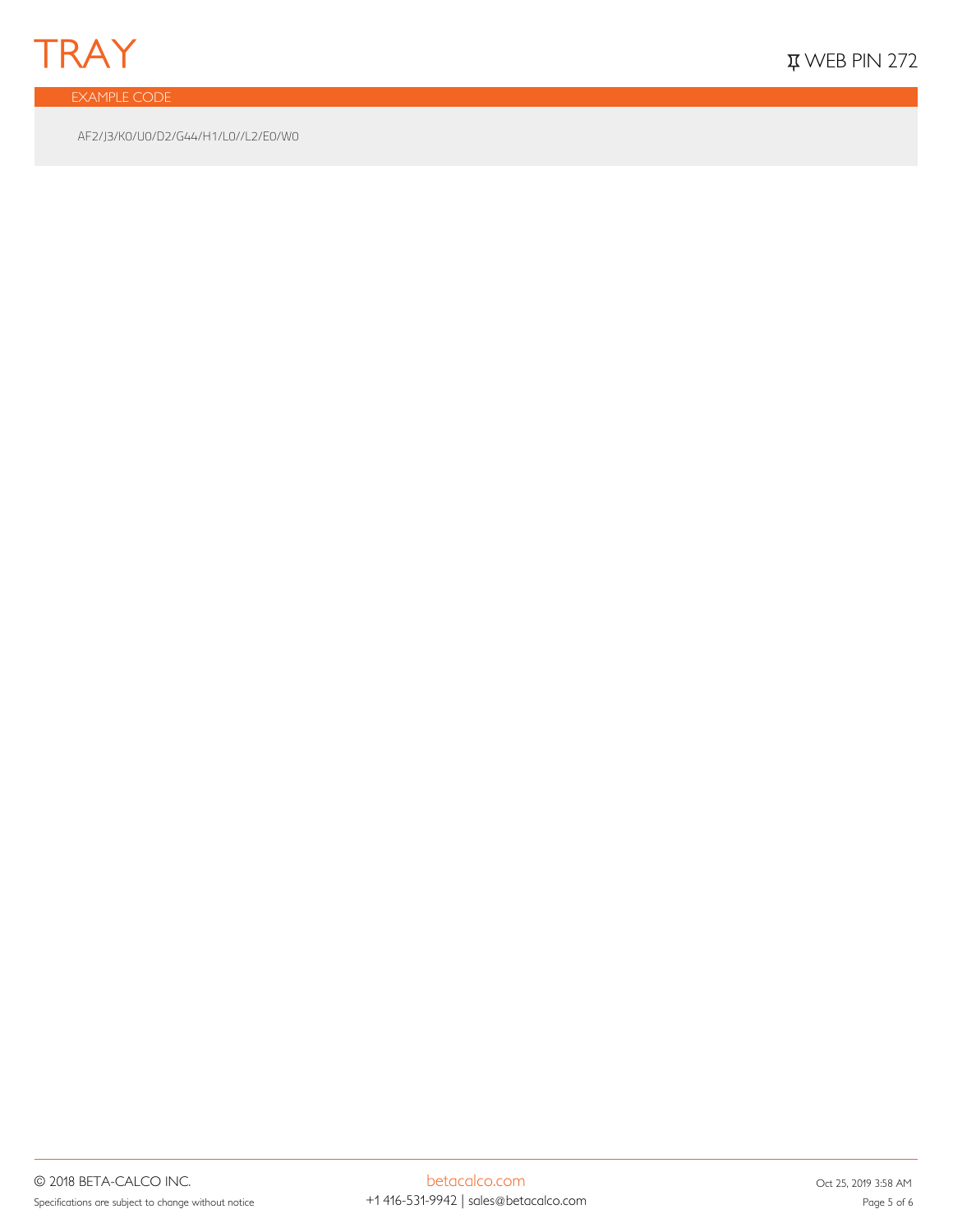## EXAMPLE CODE

```
AF2/J3/K0/U0/D2/G44/H1/L0//L2/E0/W0
```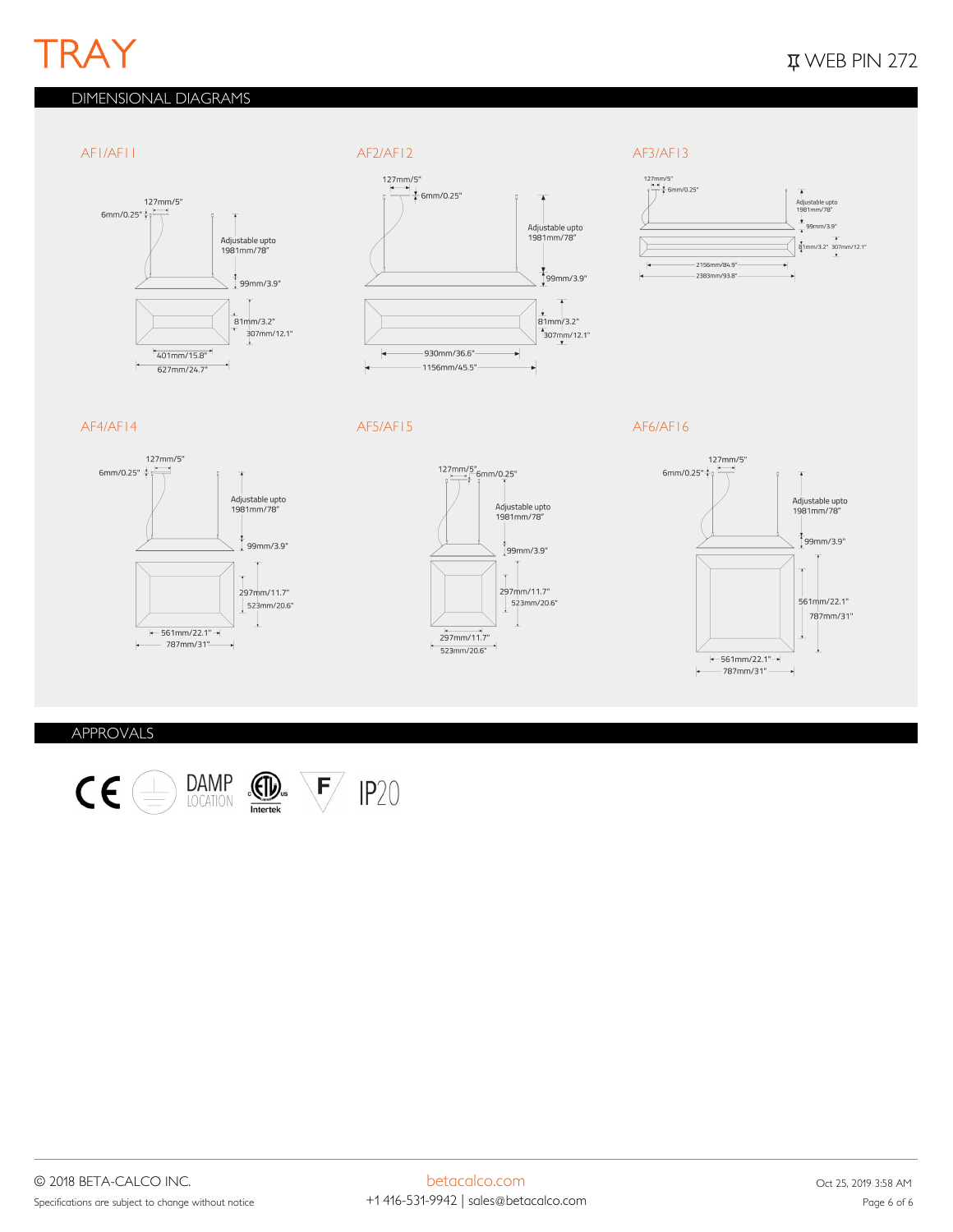# TRAY

WEB PIN 272

## DIMENSIONAL DIAGRAMS

### AF1/AF11

127mm/5"
6mm/0.25"
Adjustable upto 1981mm/78"
99mm/3.9"
81mm/3.2"
307mm/12.1"
401mm/15.8"
627mm/24.7"

### AF2/AF12

127mm/5"
6mm/0.25"
Adjustable upto 1981mm/78"
99mm/3.9"
81mm/3.2"
307mm/12.1"
930mm/36.6"
1156mm/45.5"

### AF3/AF13

127mm/5"
6mm/0.25"
Adjustable upto 1981mm/78"
99mm/3.9"
81mm/3.2"
307mm/12.1"
2156mm/84.9"
2383mm/93.8"

### AF4/AF14

127mm/5"
6mm/0.25"
Adjustable upto 1981mm/78"
99mm/3.9"
297mm/11.7"
523mm/20.6"
561mm/22.1"
787mm/31"

### AF5/AF15

127mm/5"
6mm/0.25"
Adjustable upto 1981mm/78"
99mm/3.9"
297mm/11.7"
523mm/20.6"
297mm/11.7"
523mm/20.6"

### AF6/AF16

127mm/5"
6mm/0.25"
Adjustable upto 1981mm/78"
99mm/3.9"
561mm/22.1"
787mm/31"
561mm/22.1"
787mm/31"

## APPROVALS

CE
DAMP LOCATION
ETL Intertek
F
IP20

© 2018 BETA-CALCO INC.
Specifications are subject to change without notice

betacalco.com
+1 416-531-9942 | sales@betacalco.com

Oct 25, 2019 3:58 AM